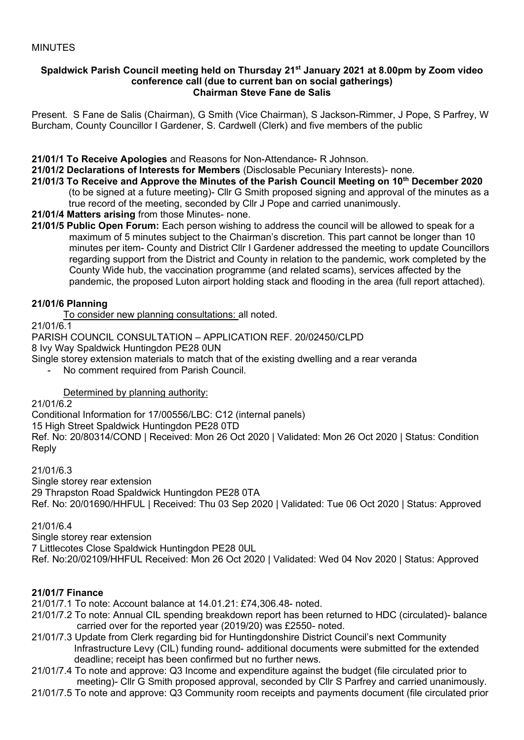MINUTES

**Spaldwick Parish Council meeting held on Thursday 21st January 2021 at 8.00pm by Zoom video conference call (due to current ban on social gatherings)**
**Chairman Steve Fane de Salis**

Present. S Fane de Salis (Chairman), G Smith (Vice Chairman), S Jackson-Rimmer, J Pope, S Parfrey, W Burcham, County Councillor I Gardener, S. Cardwell (Clerk) and five members of the public

**21/01/1 To Receive Apologies** and Reasons for Non-Attendance- R Johnson.

**21/01/2 Declarations of Interests for Members** (Disclosable Pecuniary Interests)- none.

**21/01/3 To Receive and Approve the Minutes of the Parish Council Meeting on 10th December 2020** (to be signed at a future meeting)- Cllr G Smith proposed signing and approval of the minutes as a true record of the meeting, seconded by Cllr J Pope and carried unanimously.

**21/01/4 Matters arising** from those Minutes- none.

**21/01/5 Public Open Forum:** Each person wishing to address the council will be allowed to speak for a maximum of 5 minutes subject to the Chairman's discretion. This part cannot be longer than 10 minutes per item- County and District Cllr I Gardener addressed the meeting to update Councillors regarding support from the District and County in relation to the pandemic, work completed by the County Wide hub, the vaccination programme (and related scams), services affected by the pandemic, the proposed Luton airport holding stack and flooding in the area (full report attached).

**21/01/6 Planning**

To consider new planning consultations: all noted.

21/01/6.1

PARISH COUNCIL CONSULTATION – APPLICATION REF. 20/02450/CLPD

8 Ivy Way Spaldwick Huntingdon PE28 0UN

Single storey extension materials to match that of the existing dwelling and a rear veranda

- No comment required from Parish Council.

Determined by planning authority:

21/01/6.2

Conditional Information for 17/00556/LBC: C12 (internal panels)

15 High Street Spaldwick Huntingdon PE28 0TD

Ref. No: 20/80314/COND | Received: Mon 26 Oct 2020 | Validated: Mon 26 Oct 2020 | Status: Condition Reply

21/01/6.3

Single storey rear extension

29 Thrapston Road Spaldwick Huntingdon PE28 0TA

Ref. No: 20/01690/HHFUL | Received: Thu 03 Sep 2020 | Validated: Tue 06 Oct 2020 | Status: Approved

21/01/6.4

Single storey rear extension

7 Littlecotes Close Spaldwick Huntingdon PE28 0UL

Ref. No:20/02109/HHFUL Received: Mon 26 Oct 2020 | Validated: Wed 04 Nov 2020 | Status: Approved

**21/01/7 Finance**

21/01/7.1 To note: Account balance at 14.01.21: £74,306.48- noted.

21/01/7.2 To note: Annual CIL spending breakdown report has been returned to HDC (circulated)- balance carried over for the reported year (2019/20) was £2550- noted.

21/01/7.3 Update from Clerk regarding bid for Huntingdonshire District Council's next Community Infrastructure Levy (CIL) funding round- additional documents were submitted for the extended deadline; receipt has been confirmed but no further news.

21/01/7.4 To note and approve: Q3 Income and expenditure against the budget (file circulated prior to meeting)- Cllr G Smith proposed approval, seconded by Cllr S Parfrey and carried unanimously.

21/01/7.5 To note and approve: Q3 Community room receipts and payments document (file circulated prior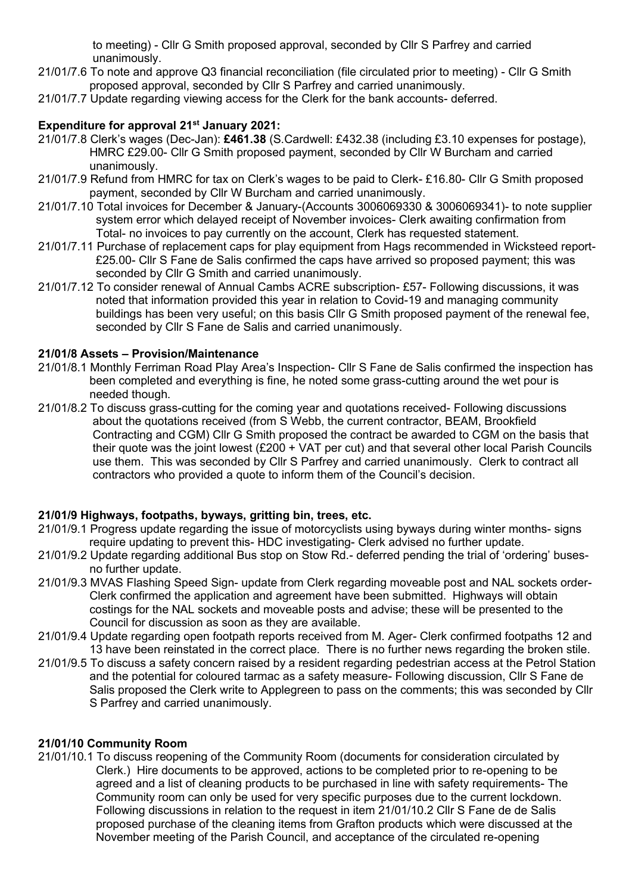to meeting) - Cllr G Smith proposed approval, seconded by Cllr S Parfrey and carried unanimously.

21/01/7.6 To note and approve Q3 financial reconciliation (file circulated prior to meeting) - Cllr G Smith proposed approval, seconded by Cllr S Parfrey and carried unanimously.

21/01/7.7 Update regarding viewing access for the Clerk for the bank accounts- deferred.

**Expenditure for approval 21st January 2021:**

21/01/7.8 Clerk's wages (Dec-Jan): **£461.38** (S.Cardwell: £432.38 (including £3.10 expenses for postage), HMRC £29.00- Cllr G Smith proposed payment, seconded by Cllr W Burcham and carried unanimously.

21/01/7.9 Refund from HMRC for tax on Clerk's wages to be paid to Clerk- £16.80- Cllr G Smith proposed payment, seconded by Cllr W Burcham and carried unanimously.

21/01/7.10 Total invoices for December & January-(Accounts 3006069330 & 3006069341)- to note supplier system error which delayed receipt of November invoices- Clerk awaiting confirmation from Total- no invoices to pay currently on the account, Clerk has requested statement.

21/01/7.11 Purchase of replacement caps for play equipment from Hags recommended in Wicksteed report- £25.00- Cllr S Fane de Salis confirmed the caps have arrived so proposed payment; this was seconded by Cllr G Smith and carried unanimously.

21/01/7.12 To consider renewal of Annual Cambs ACRE subscription- £57- Following discussions, it was noted that information provided this year in relation to Covid-19 and managing community buildings has been very useful; on this basis Cllr G Smith proposed payment of the renewal fee, seconded by Cllr S Fane de Salis and carried unanimously.

**21/01/8 Assets – Provision/Maintenance**

21/01/8.1 Monthly Ferriman Road Play Area's Inspection- Cllr S Fane de Salis confirmed the inspection has been completed and everything is fine, he noted some grass-cutting around the wet pour is needed though.

21/01/8.2 To discuss grass-cutting for the coming year and quotations received- Following discussions about the quotations received (from S Webb, the current contractor, BEAM, Brookfield Contracting and CGM) Cllr G Smith proposed the contract be awarded to CGM on the basis that their quote was the joint lowest (£200 + VAT per cut) and that several other local Parish Councils use them. This was seconded by Cllr S Parfrey and carried unanimously. Clerk to contract all contractors who provided a quote to inform them of the Council's decision.

**21/01/9 Highways, footpaths, byways, gritting bin, trees, etc.**

21/01/9.1 Progress update regarding the issue of motorcyclists using byways during winter months- signs require updating to prevent this- HDC investigating- Clerk advised no further update.

21/01/9.2 Update regarding additional Bus stop on Stow Rd.- deferred pending the trial of 'ordering' buses- no further update.

21/01/9.3 MVAS Flashing Speed Sign- update from Clerk regarding moveable post and NAL sockets order- Clerk confirmed the application and agreement have been submitted. Highways will obtain costings for the NAL sockets and moveable posts and advise; these will be presented to the Council for discussion as soon as they are available.

21/01/9.4 Update regarding open footpath reports received from M. Ager- Clerk confirmed footpaths 12 and 13 have been reinstated in the correct place. There is no further news regarding the broken stile.

21/01/9.5 To discuss a safety concern raised by a resident regarding pedestrian access at the Petrol Station and the potential for coloured tarmac as a safety measure- Following discussion, Cllr S Fane de Salis proposed the Clerk write to Applegreen to pass on the comments; this was seconded by Cllr S Parfrey and carried unanimously.

**21/01/10 Community Room**

21/01/10.1 To discuss reopening of the Community Room (documents for consideration circulated by Clerk.) Hire documents to be approved, actions to be completed prior to re-opening to be agreed and a list of cleaning products to be purchased in line with safety requirements- The Community room can only be used for very specific purposes due to the current lockdown. Following discussions in relation to the request in item 21/01/10.2 Cllr S Fane de de Salis proposed purchase of the cleaning items from Grafton products which were discussed at the November meeting of the Parish Council, and acceptance of the circulated re-opening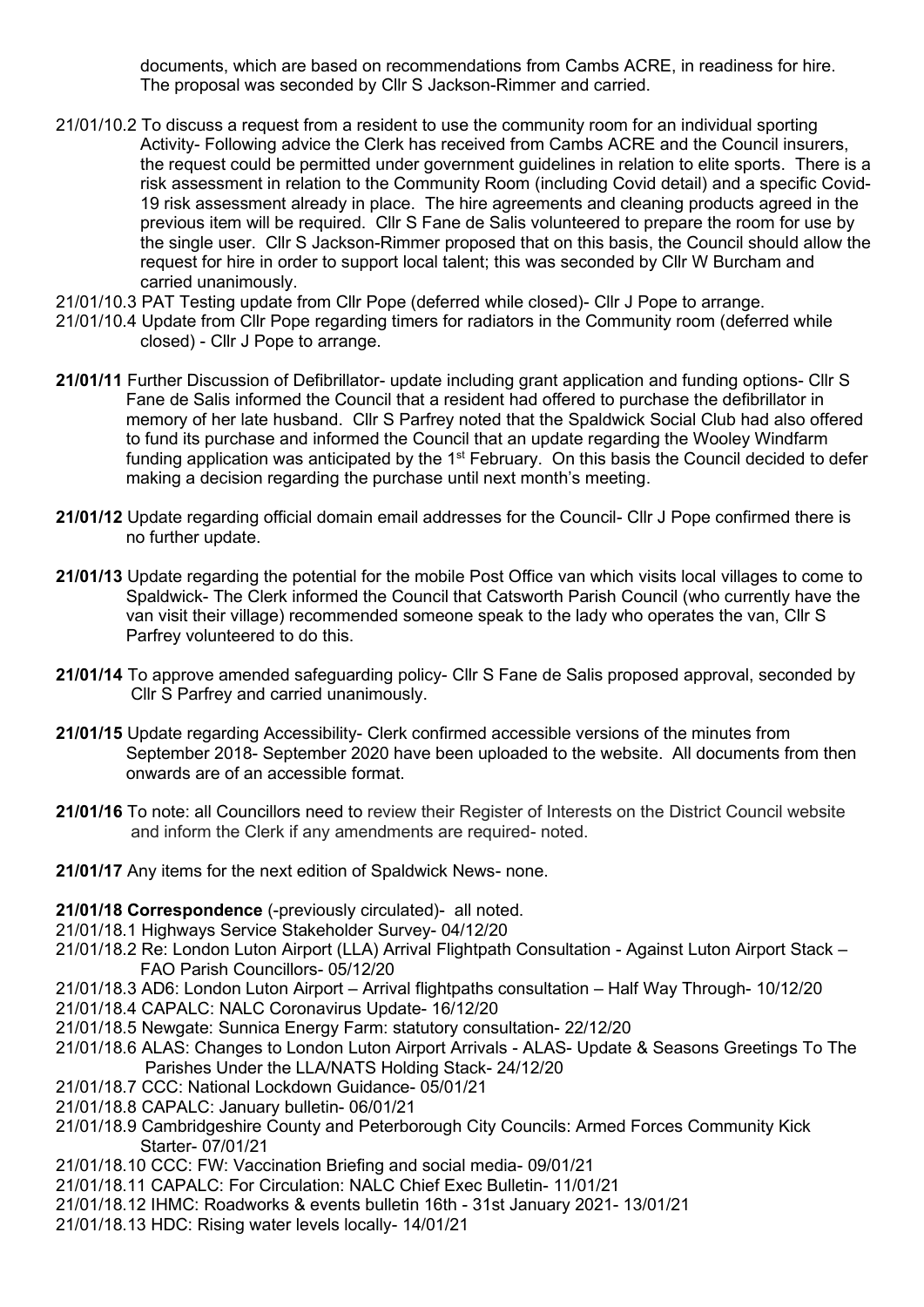documents, which are based on recommendations from Cambs ACRE, in readiness for hire. The proposal was seconded by Cllr S Jackson-Rimmer and carried.

21/01/10.2 To discuss a request from a resident to use the community room for an individual sporting Activity- Following advice the Clerk has received from Cambs ACRE and the Council insurers, the request could be permitted under government guidelines in relation to elite sports. There is a risk assessment in relation to the Community Room (including Covid detail) and a specific Covid-19 risk assessment already in place. The hire agreements and cleaning products agreed in the previous item will be required. Cllr S Fane de Salis volunteered to prepare the room for use by the single user. Cllr S Jackson-Rimmer proposed that on this basis, the Council should allow the request for hire in order to support local talent; this was seconded by Cllr W Burcham and carried unanimously.

21/01/10.3 PAT Testing update from Cllr Pope (deferred while closed)- Cllr J Pope to arrange.

21/01/10.4 Update from Cllr Pope regarding timers for radiators in the Community room (deferred while closed) - Cllr J Pope to arrange.

**21/01/11** Further Discussion of Defibrillator- update including grant application and funding options- Cllr S Fane de Salis informed the Council that a resident had offered to purchase the defibrillator in memory of her late husband. Cllr S Parfrey noted that the Spaldwick Social Club had also offered to fund its purchase and informed the Council that an update regarding the Wooley Windfarm funding application was anticipated by the 1st February. On this basis the Council decided to defer making a decision regarding the purchase until next month's meeting.

**21/01/12** Update regarding official domain email addresses for the Council- Cllr J Pope confirmed there is no further update.

**21/01/13** Update regarding the potential for the mobile Post Office van which visits local villages to come to Spaldwick- The Clerk informed the Council that Catsworth Parish Council (who currently have the van visit their village) recommended someone speak to the lady who operates the van, Cllr S Parfrey volunteered to do this.

**21/01/14** To approve amended safeguarding policy- Cllr S Fane de Salis proposed approval, seconded by Cllr S Parfrey and carried unanimously.

**21/01/15** Update regarding Accessibility- Clerk confirmed accessible versions of the minutes from September 2018- September 2020 have been uploaded to the website. All documents from then onwards are of an accessible format.

**21/01/16** To note: all Councillors need to review their Register of Interests on the District Council website and inform the Clerk if any amendments are required- noted.

**21/01/17** Any items for the next edition of Spaldwick News- none.

**21/01/18 Correspondence** (-previously circulated)- all noted.

21/01/18.1 Highways Service Stakeholder Survey- 04/12/20

21/01/18.2 Re: London Luton Airport (LLA) Arrival Flightpath Consultation - Against Luton Airport Stack – FAO Parish Councillors- 05/12/20

21/01/18.3 AD6: London Luton Airport – Arrival flightpaths consultation – Half Way Through- 10/12/20

21/01/18.4 CAPALC: NALC Coronavirus Update- 16/12/20

21/01/18.5 Newgate: Sunnica Energy Farm: statutory consultation- 22/12/20

21/01/18.6 ALAS: Changes to London Luton Airport Arrivals - ALAS- Update & Seasons Greetings To The Parishes Under the LLA/NATS Holding Stack- 24/12/20

21/01/18.7 CCC: National Lockdown Guidance- 05/01/21

21/01/18.8 CAPALC: January bulletin- 06/01/21

21/01/18.9 Cambridgeshire County and Peterborough City Councils: Armed Forces Community Kick Starter- 07/01/21

21/01/18.10 CCC: FW: Vaccination Briefing and social media- 09/01/21

21/01/18.11 CAPALC: For Circulation: NALC Chief Exec Bulletin- 11/01/21

21/01/18.12 IHMC: Roadworks & events bulletin 16th - 31st January 2021- 13/01/21

21/01/18.13 HDC: Rising water levels locally- 14/01/21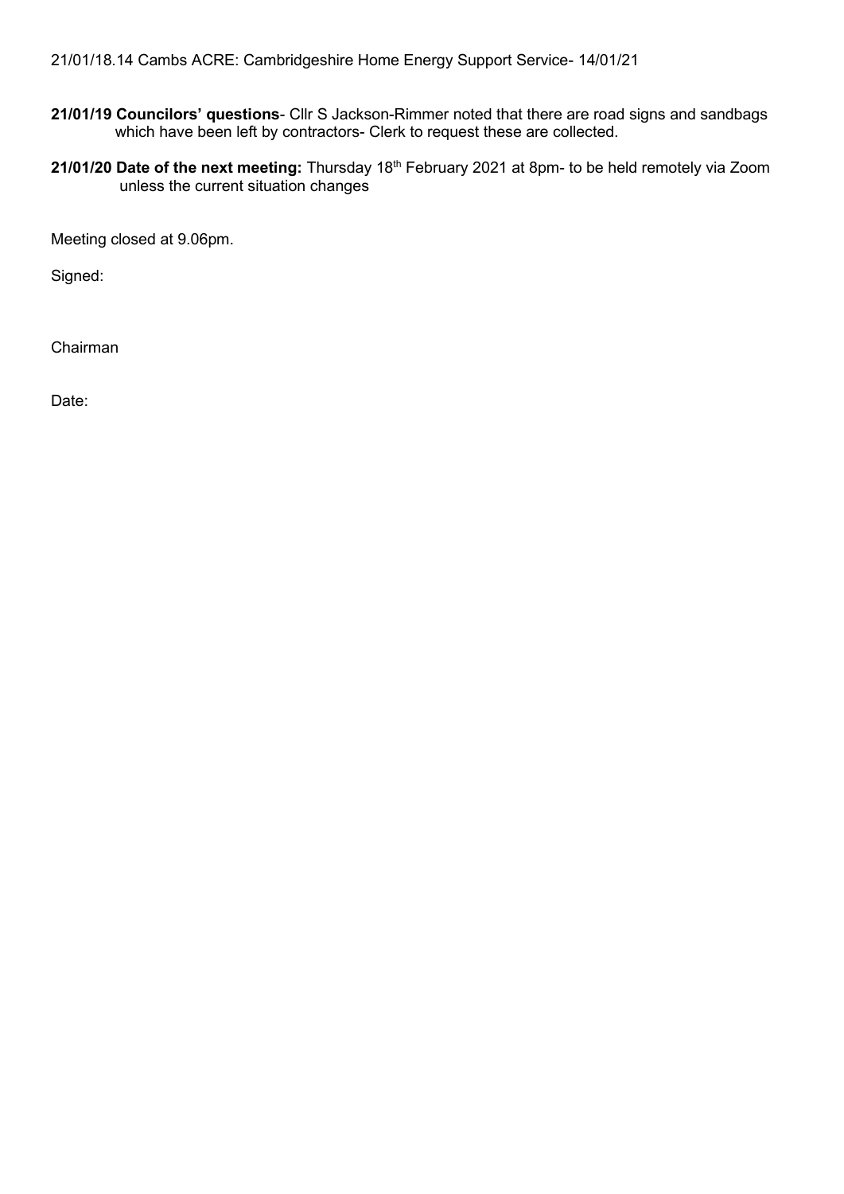21/01/18.14 Cambs ACRE: Cambridgeshire Home Energy Support Service- 14/01/21

**21/01/19 Councilors' questions**- Cllr S Jackson-Rimmer noted that there are road signs and sandbags which have been left by contractors- Clerk to request these are collected.

**21/01/20 Date of the next meeting:** Thursday 18th February 2021 at 8pm- to be held remotely via Zoom unless the current situation changes

Meeting closed at 9.06pm.

Signed:

Chairman

Date: